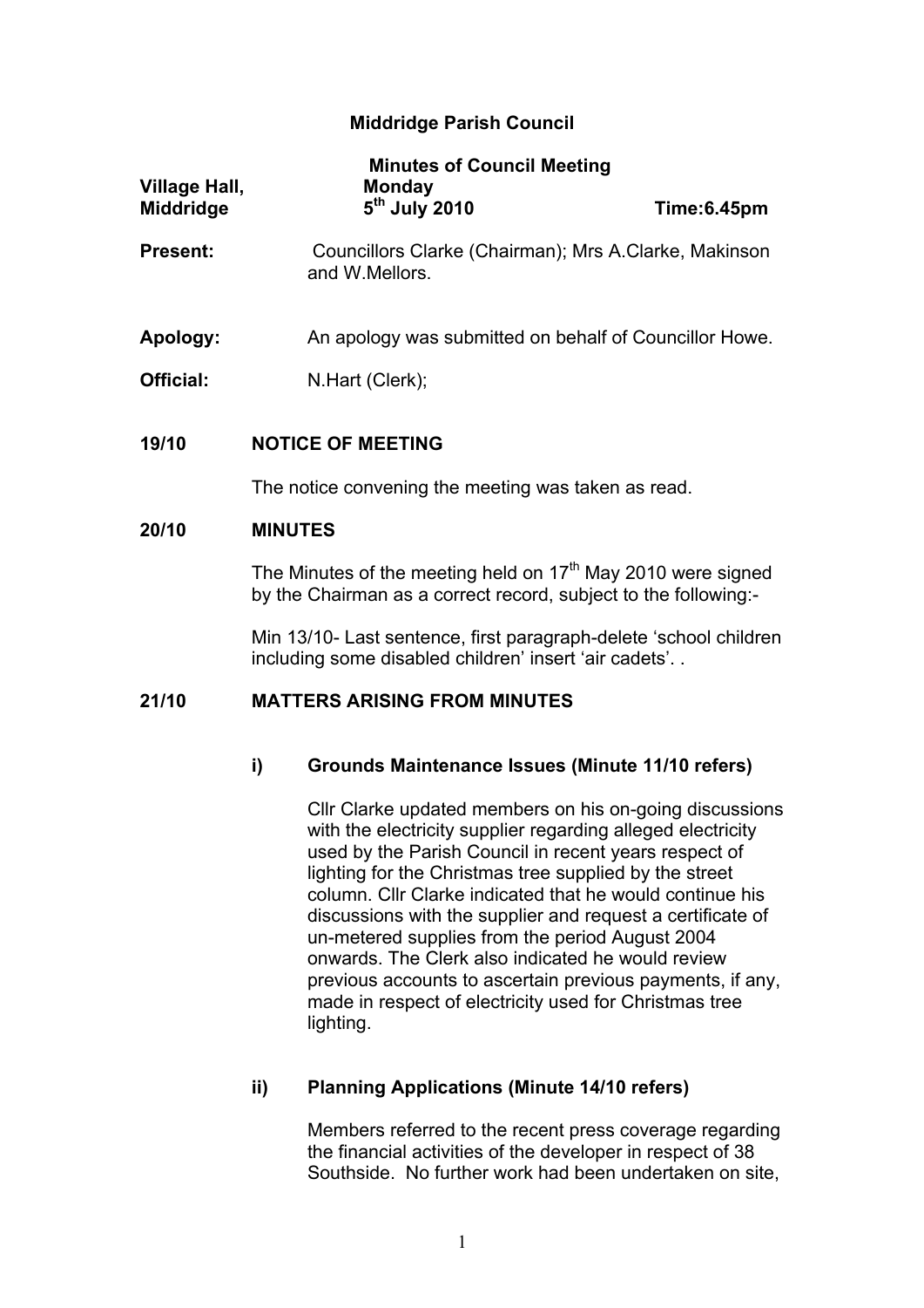# Middridge Parish Council

## Minutes of Council Meeting

**Village Hall, Middridge** | **Monday 5th July 2010** | **Time:6.45pm**

**Present:** Councillors Clarke (Chairman); Mrs A.Clarke, Makinson and W.Mellors.

**Apology:** An apology was submitted on behalf of Councillor Howe.

**Official:** N.Hart (Clerk);

### 19/10 NOTICE OF MEETING

The notice convening the meeting was taken as read.

### 20/10 MINUTES

The Minutes of the meeting held on 17th May 2010 were signed by the Chairman as a correct record, subject to the following:-

Min 13/10- Last sentence, first paragraph-delete 'school children including some disabled children' insert 'air cadets'. .

### 21/10 MATTERS ARISING FROM MINUTES

#### i) Grounds Maintenance Issues (Minute 11/10 refers)

Cllr Clarke updated members on his on-going discussions with the electricity supplier regarding alleged electricity used by the Parish Council in recent years respect of lighting for the Christmas tree supplied by the street column. Cllr Clarke indicated that he would continue his discussions with the supplier and request a certificate of un-metered supplies from the period August 2004 onwards. The Clerk also indicated he would review previous accounts to ascertain previous payments, if any, made in respect of electricity used for Christmas tree lighting.

#### ii) Planning Applications (Minute 14/10 refers)

Members referred to the recent press coverage regarding the financial activities of the developer in respect of 38 Southside. No further work had been undertaken on site,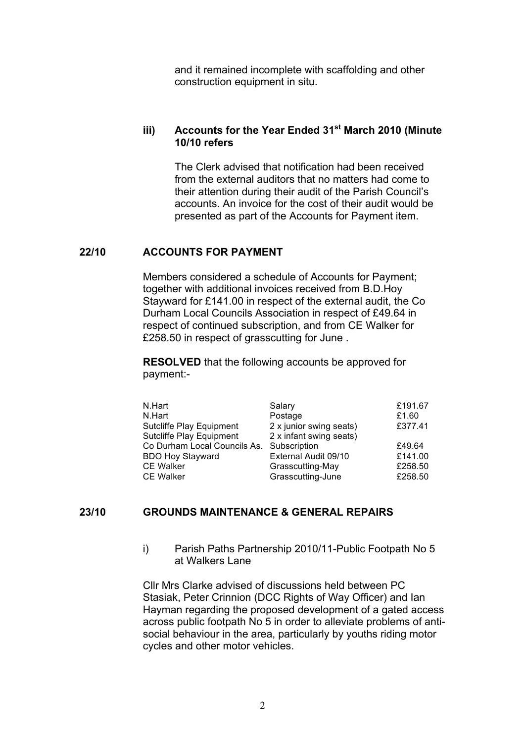and it remained incomplete with scaffolding and other construction equipment in situ.

### iii) Accounts for the Year Ended 31st March 2010 (Minute 10/10 refers

The Clerk advised that notification had been received from the external auditors that no matters had come to their attention during their audit of the Parish Council's accounts. An invoice for the cost of their audit would be presented as part of the Accounts for Payment item.

## 22/10 ACCOUNTS FOR PAYMENT

Members considered a schedule of Accounts for Payment; together with additional invoices received from B.D.Hoy Stayward for £141.00 in respect of the external audit, the Co Durham Local Councils Association in respect of £49.64 in respect of continued subscription, and from CE Walker for £258.50 in respect of grasscutting for June .

**RESOLVED** that the following accounts be approved for payment:-

| | | |
|---|---|---|
| N.Hart | Salary | £191.67 |
| N.Hart | Postage | £1.60 |
| Sutcliffe Play Equipment | 2 x junior swing seats) | £377.41 |
| Sutcliffe Play Equipment | 2 x infant swing seats) | |
| Co Durham Local Councils As. | Subscription | £49.64 |
| BDO Hoy Stayward | External Audit 09/10 | £141.00 |
| CE Walker | Grasscutting-May | £258.50 |
| CE Walker | Grasscutting-June | £258.50 |

## 23/10 GROUNDS MAINTENANCE & GENERAL REPAIRS

i) Parish Paths Partnership 2010/11-Public Footpath No 5 at Walkers Lane

Cllr Mrs Clarke advised of discussions held between PC Stasiak, Peter Crinnion (DCC Rights of Way Officer) and Ian Hayman regarding the proposed development of a gated access across public footpath No 5 in order to alleviate problems of anti-social behaviour in the area, particularly by youths riding motor cycles and other motor vehicles.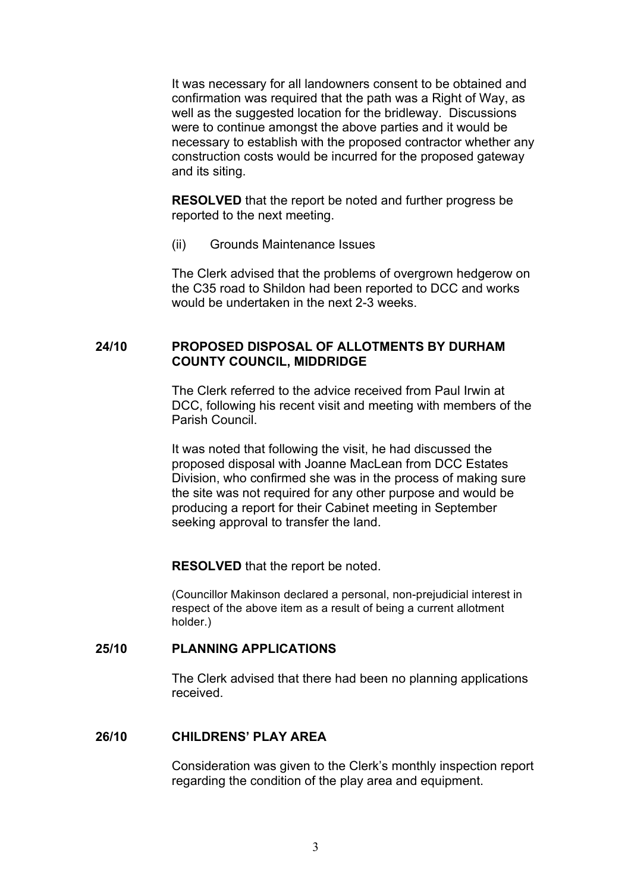It was necessary for all landowners consent to be obtained and confirmation was required that the path was a Right of Way, as well as the suggested location for the bridleway. Discussions were to continue amongst the above parties and it would be necessary to establish with the proposed contractor whether any construction costs would be incurred for the proposed gateway and its siting.

**RESOLVED** that the report be noted and further progress be reported to the next meeting.

(ii) Grounds Maintenance Issues

The Clerk advised that the problems of overgrown hedgerow on the C35 road to Shildon had been reported to DCC and works would be undertaken in the next 2-3 weeks.

## 24/10 PROPOSED DISPOSAL OF ALLOTMENTS BY DURHAM COUNTY COUNCIL, MIDDRIDGE

The Clerk referred to the advice received from Paul Irwin at DCC, following his recent visit and meeting with members of the Parish Council.

It was noted that following the visit, he had discussed the proposed disposal with Joanne MacLean from DCC Estates Division, who confirmed she was in the process of making sure the site was not required for any other purpose and would be producing a report for their Cabinet meeting in September seeking approval to transfer the land.

**RESOLVED** that the report be noted.

(Councillor Makinson declared a personal, non-prejudicial interest in respect of the above item as a result of being a current allotment holder.)

## 25/10 PLANNING APPLICATIONS

The Clerk advised that there had been no planning applications received.

## 26/10 CHILDRENS' PLAY AREA

Consideration was given to the Clerk's monthly inspection report regarding the condition of the play area and equipment.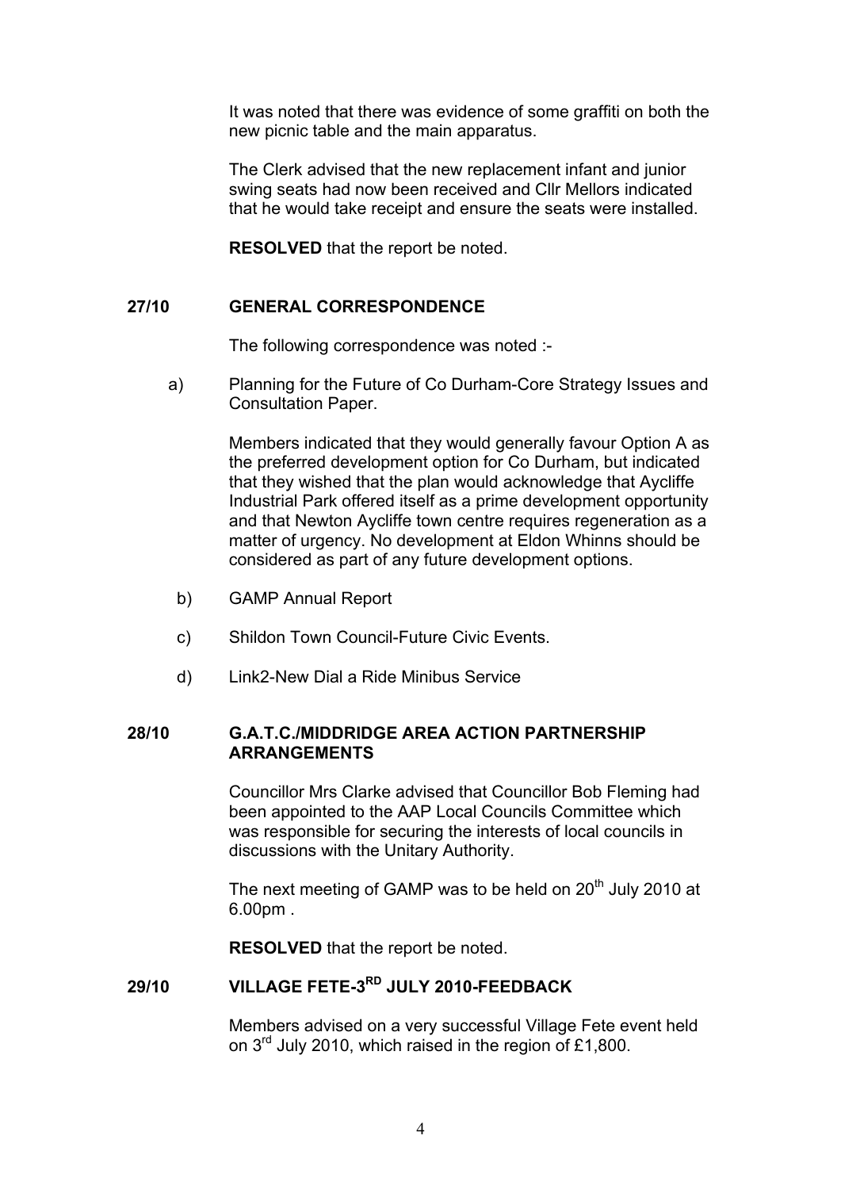It was noted that there was evidence of some graffiti on both the new picnic table and the main apparatus.

The Clerk advised that the new replacement infant and junior swing seats had now been received and Cllr Mellors indicated that he would take receipt and ensure the seats were installed.

**RESOLVED** that the report be noted.

## 27/10 GENERAL CORRESPONDENCE

The following correspondence was noted :-

a) Planning for the Future of Co Durham-Core Strategy Issues and Consultation Paper.

   Members indicated that they would generally favour Option A as the preferred development option for Co Durham, but indicated that they wished that the plan would acknowledge that Aycliffe Industrial Park offered itself as a prime development opportunity and that Newton Aycliffe town centre requires regeneration as a matter of urgency. No development at Eldon Whinns should be considered as part of any future development options.

b) GAMP Annual Report

c) Shildon Town Council-Future Civic Events.

d) Link2-New Dial a Ride Minibus Service

## 28/10 G.A.T.C./MIDDRIDGE AREA ACTION PARTNERSHIP ARRANGEMENTS

Councillor Mrs Clarke advised that Councillor Bob Fleming had been appointed to the AAP Local Councils Committee which was responsible for securing the interests of local councils in discussions with the Unitary Authority.

The next meeting of GAMP was to be held on 20th July 2010 at 6.00pm .

**RESOLVED** that the report be noted.

## 29/10 VILLAGE FETE-3RD JULY 2010-FEEDBACK

Members advised on a very successful Village Fete event held on 3rd July 2010, which raised in the region of £1,800.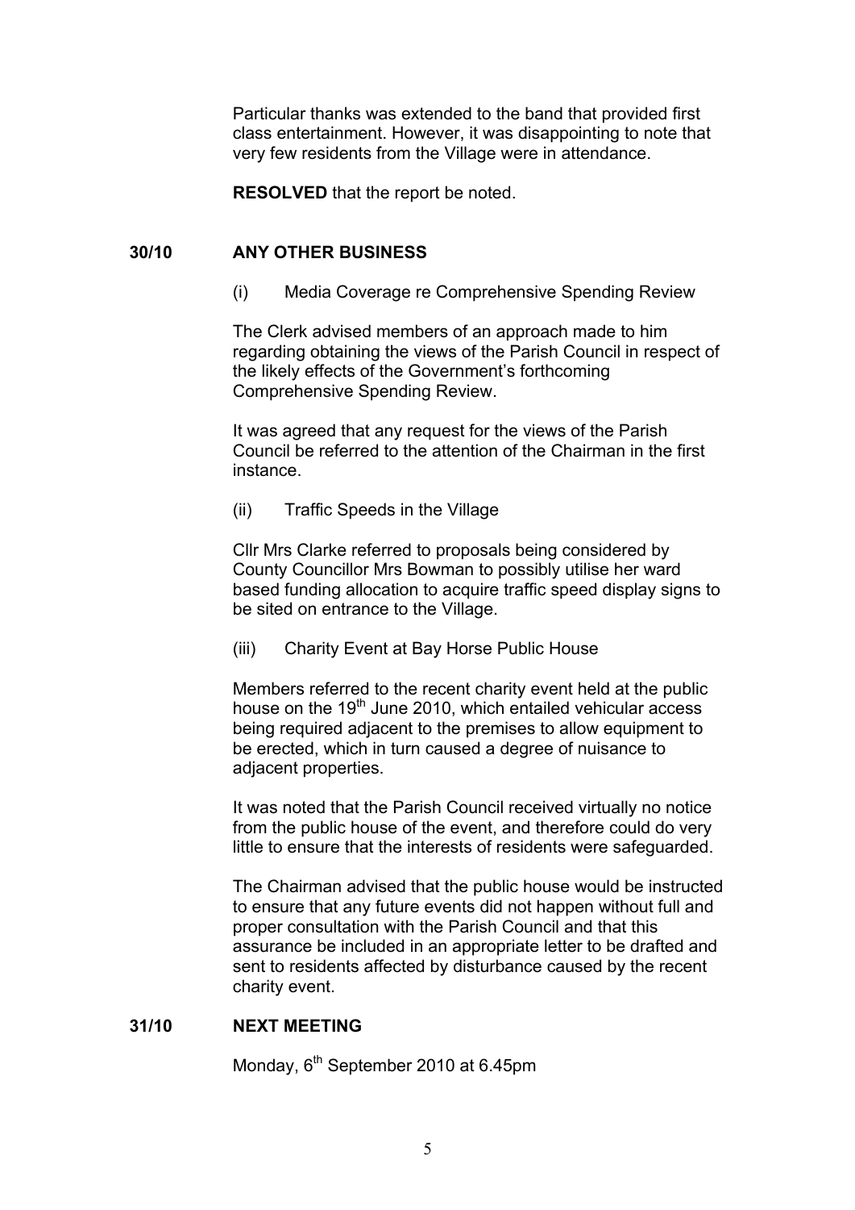Particular thanks was extended to the band that provided first class entertainment. However, it was disappointing to note that very few residents from the Village were in attendance.

**RESOLVED** that the report be noted.

## 30/10 ANY OTHER BUSINESS

(i) Media Coverage re Comprehensive Spending Review

The Clerk advised members of an approach made to him regarding obtaining the views of the Parish Council in respect of the likely effects of the Government's forthcoming Comprehensive Spending Review.

It was agreed that any request for the views of the Parish Council be referred to the attention of the Chairman in the first instance.

(ii) Traffic Speeds in the Village

Cllr Mrs Clarke referred to proposals being considered by County Councillor Mrs Bowman to possibly utilise her ward based funding allocation to acquire traffic speed display signs to be sited on entrance to the Village.

(iii) Charity Event at Bay Horse Public House

Members referred to the recent charity event held at the public house on the 19th June 2010, which entailed vehicular access being required adjacent to the premises to allow equipment to be erected, which in turn caused a degree of nuisance to adjacent properties.

It was noted that the Parish Council received virtually no notice from the public house of the event, and therefore could do very little to ensure that the interests of residents were safeguarded.

The Chairman advised that the public house would be instructed to ensure that any future events did not happen without full and proper consultation with the Parish Council and that this assurance be included in an appropriate letter to be drafted and sent to residents affected by disturbance caused by the recent charity event.

## 31/10 NEXT MEETING

Monday, 6th September 2010 at 6.45pm